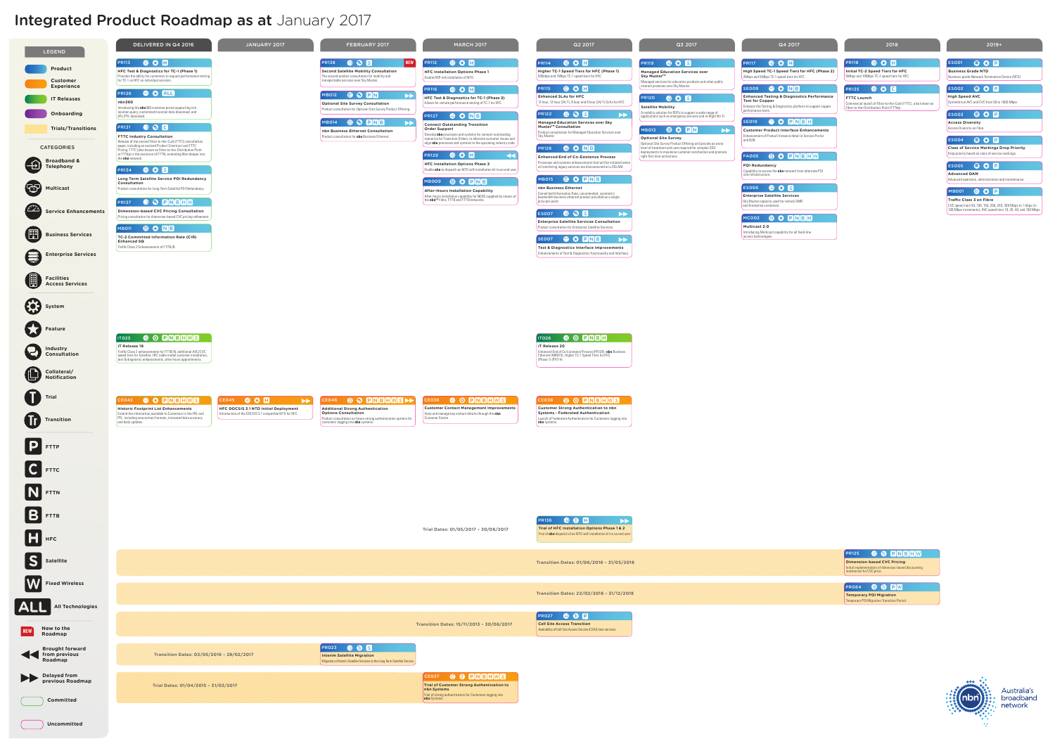# Integrated Product Roadmap as at January 2017

## Legend

- Product
- Customer Experience
- IT Releases
- Onboarding
- Trials/Transitions

### Categories

- Broadband & Telephony
- Multicast
- Service Enhancements
- Business Services
- Enterprise Services
- Facilities Access Services
- System
- Feature
- Industry Consultation
- Collateral/Notification
- Trial
- Transition
- FTTP
- FTTC
- FTTN
- FTTB
- HFC
- Satellite
- Fixed Wireless
- All Technologies
- New to the Roadmap
- Brought forward from previous Roadmap
- Delayed from previous Roadmap
- Committed
- Uncommitted

## Delivered in Q4 2016

- **PR113** – HFC Test & Diagnostics for TC-1 (Phase 1): Provides the ability for customers to request performance testing for TC-1 on HFC on individual services.
- **PR126** – nbn360: Introducing the nbn360 customer portal supporting rich location query, customised location data download, and RFL/PFL download.
- **PR131** – FTTC Industry Consultation: Release of the second Fibre-to-the-Curb (FTTC) consultation paper, including an evolved Product Construct and FTTC Pricing. FTTC (also known as Fibre-to-the-Distribution Point or FTTdp) is the evolution of FTTN, extending fibre deeper into the nbn network.
- **PR134** – Long Term Satellite Service POI Redundancy Consultation: Product consultation for Long Term Satellite POI Redundancy.
- **PR137** – Dimension-based CVC Pricing Consultation: Pricing consultation for dimension-based CVC pricing refinement.
- **MB011** – TC-2 Committed Information Rate (CIR) Enhanced SG: Traffic Class 2 Enhancements of FTTN/B.
- **IT025** – IT Release 19: Traffic Class 2 enhancements for FTTB/N, additional AVC/CVC speed tiers for Satellite, HFC cable modem customer installation, test & diagnostic enhancements, after hours appointments.
- **CE042** – Historic Footprint List Enhancements: Extend the information available to Customers in the HFL and PFL, including new extract formats, increased data accuracy and daily updates.

## January 2017

- **CE045** – HFC DOCSIS 3.1 NTD Initial Deployment: Introduction of the DOCSIS 3.1 compatible NTD for HFC.

## February 2017

- **PR138** (NEW) – Second Satellite Mobility Consultation: The second product consultation for mobility and transportable services over Sky Muster.
- **MB012** – Optional Site Survey Consultation: Product consultation for Optional Site Survey Product Offering.
- **MB014** – nbn Business Ethernet Consultation: Product consultation for nbn Business Ethernet.
- **CE046** – Additional Strong Authentication Options Consultation: Product consultation on future strong authentication options for customers logging into nbn systems.

## March 2017

- **PR112** – HFC Installation Options Phase 1: Enable RSP-led installations of NTD.
- **PR116** – HFC Test & Diagnostics for TC-1 (Phase 2): Allows for remote performance testing of TC-1 for HFC.
- **PR127** – Connect Outstanding Transition Order Support: Develop nbn processes and systems for connect outstanding scenarios for Transition Orders, to alleviate customer issues and align nbn processes and systems to the upcoming industry code.
- **PR129** – HFC Installation Options Phase 2: Enable nbn to dispatch an NTD self installation kit to an end user.
- **MB009** – After-Hours Installation Capability: After-hours installation capability for NEBS supplied by means of the nbn™ Fibre, FTTB and FTTN networks.
- **CE036** – Customer Contact Management Improvements: View and manage key contact details through the nbn Customer Centre.

## Q2 2017

- **PR114** – Higher TC-1 Speed Tiers for HFC (Phase 1): 500kbps and 1Mbps TC-1 speed tiers for HFC.
- **PR115** – Enhanced SLAs for HFC: 12 hour, 12 hour (24x7), 8 hour and 8 hour (24/7) SLAs for HFC.
- **PR122** – Managed Education Services over Sky Muster™ Consultation: Product consultation for Managed Education Services over Sky Muster.
- **PR128** – Enhanced End of Co-Existence Process: Processes and systems enhancements that will be initiated when all interfering legacy services and disconnected at a DSLAM.
- **MB015** – nbn Business Ethernet: Committed Information Rate, uncontended, symmetric bandwidth business ethernet product provided as a single price per point.
- **ES007** – Enterprise Satellite Services Consultation: Product consultation for Enterprise Satellite Services.
- **SE007** – Test & Diagnostics Interface Improvements: Enhancements of Test & Diagnostics functionality and interface.
- **IT026** – IT Release 20: Enhanced End of Co-Existence Process (PR128), nbn Business Ethernet (MB015), Higher TC-1 Speed Tiers for HFC (Phase 1) (PR114).
- **CE038** – Customer Strong Authentication to nbn Systems - Federated Authentication: Launch of Federated Authentication for Customers logging into nbn systems.
- **PR136** – Trial of HFC Installation Options Phase 1 & 2: Trial of nbn dispatch of an NTD self-installation kit to an end user.

## Q3 2017

- **PR119** – Managed Education Services over Sky Muster™: Managed services for education products and other public interest processes over Sky Muster.
- **PR120** – Satellite Mobility: A mobility solution for RSPs to support a wide range of applications such as emergency services and in-flight Wi-Fi.
- **MB013** – Optional Site Survey: Optional Site Survey Product Offering will provide an extra level of treatment and care required for complex SDU deployments to maximise customer satisfaction and promote right first time activations.

## Q4 2017

- **PR117** – High Speed TC-1 Speed Tiers for HFC (Phase 2): 2Mbps and 5Mbps TC-1 speed tiers for HFC.
- **SE009** – Enhanced Testing & Diagnostics Performance Test for Copper: Enhance the Testing & Diagnostics platform to support copper performance tests.
- **SE010** – Customer Product Interface Enhancements: Enhancement of Product Instance detail in Service Portal and B2B.
- **FA005** – POI Redundancy: Capability to access the nbn network from alternate POI sites/infrastructure.
- **ES006** – Enterprise Satellite Services: Sky Muster capacity used for remote SMB and Enterprise customers.
- **MC002** – Multicast 2.0: Introducing Multicast capability for all fixed-line access technologies.

## 2018

- **PR118** – Initial TC-2 Speed Tiers for HFC: 5Mbps and 10Mbps TC-2 speed tiers for HFC.
- **PR135** – FTTC Launch: Commercial launch of Fibre-to-the-Curb (FTTC), also known as Fibre-to-the-Distribution Point (FTTdp).

## 2019+

- **ES001** – Business Grade NTD: Business grade Network Termination Device (NTD).
- **ES002** – High Speed AVC: Symmetrical AVC and CVC from 5B to 1000 Mbps.
- **ES003** – Access Diversity: Access Diversity on Fibre.
- **ES004** – Class of Service Markings Drop Priority: Drop priority based on class of service markings.
- **ES005** – Advanced OAM: Advanced operation, administration and maintenance.
- **MB001** – Traffic Class 3 on Fibre: CVC speed tiers 50, 100, 150, 200, 250, 300 Mbps to 1 Gbps (in 100 Mbps increments); AVC speed tiers 10, 20, 40, and 100 Mbps.

## Trials/Transitions

- Trial Dates: 01/05/2017 - 30/06/2017 – **PR136** Trial of HFC Installation Options Phase 1 & 2
- Transition Dates: 01/06/2016 - 31/05/2018 – **PR125** – Dimension-based CVC Pricing: Initial implementation of dimension-based discounting mechanism for CVC price.
- Transition Dates: 22/02/2016 - 31/12/2018 – **PR064** – Temporary POI Migration: Temporary POI Migration Transition Period.
- Transition Dates: 15/11/2013 - 30/06/2017 – **PR027** – Cell Site Access Transition: Availability of Cell Site Access Service (CSAS) test services.
- Transition Dates: 02/05/2016 - 28/02/2017 – **PR023** – Interim Satellite Migration: Migration of Interim Satellite Services to the Long Term Satellite Service.
- Trial Dates: 01/04/2015 - 31/03/2017 – **CE037** – Trial of Customer Strong Authentication to nbn Systems: Trial of strong authentication for Customers logging into nbn Systems.

Australia's broadband network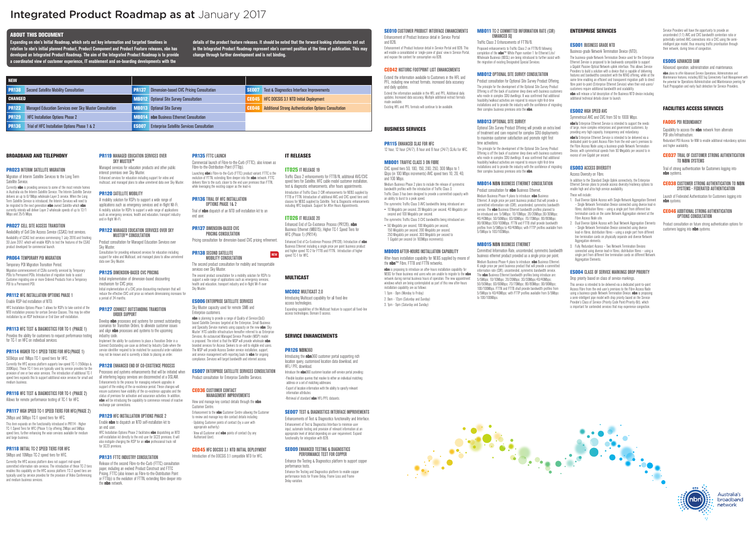# Integrated Product Roadmap as at January 2017

## ABOUT THIS DOCUMENT

**Expanding on nbn's Initial Roadmap, which sets out key information and targeted timelines in relation to nbn's initial planned Product, Product Component and Product Feature releases, nbn has developed an Integrated Product Roadmap. The aim of the Integrated Product Roadmap is to provide a coordinated view of customer experience, IT enablement and on-boarding developments with the details of the product feature releases. It should be noted that the forward looking statements set out in the Integrated Product Roadmap represent nbn's current position at the time of publication. This may change through further development and is not binding.**

| | | | | | |
|---|---|---|---|---|---|
| **NEW** | | | | | |
| PR138 | Second Satellite Mobility Consultation | PR137 | Dimension-based CVC Pricing Consultation | SE007 | Test & Diagnostics Interface Improvements |
| **CHANGED** | | MB012 | Optional Site Survey Consultation | CE045 | HFC DOCSIS 3.1 NTD Initial Deployment |
| PR122 | Managed Education Services over Sky Muster Consultation | MB013 | Optional Site Survey | CE046 | Additional Strong Authentication Options Consultation |
| PR129 | HFC Installation Options Phase 2 | MB014 | nbn Business Ethernet Consultation | | |
| PR136 | Trial of HFC Installation Options Phase 1 & 2 | ES007 | Enterprise Satellite Services Consultation | | |

## BROADBAND AND TELEPHONY

### PR023 INTERIM SATELLITE MIGRATION

Migration of Interim Satellite Services to the Long Term Satellite Service.

Currently **nbn** is providing services to some of the most remote homes in Australia via the Interim Satellite Service. The Interim Satellite Service delivers an up to 6/1Mbps wholesale Layer 2 service. When the Long Term Satellite Service is introduced, the Interim Services will need to be migrated to the next generation **nbn** owned Satellite which **nbn** currently intends will deliver Layer 2 wholesale speeds of up to 12/1 Mbps and 25/5 Mbps.

### PR027 CELL SITE ACCESS TRANSITION

Availability of Cell Site Access Service (CSAS) test services.

Availability of CSAS test services commencing 1 July 2016 and finishing 30 June 2017, which will enable RSPs to test the features of the CSAS product developed for commercial launch.

### PR064 TEMPORARY POI MIGRATION

Temporary POI Migration Transition Period.

Migration commencement of CSAs currently serviced by Temporary POIs to Permanent POIs. Introduction of migration tools to assist Customer migrating one or more Ordered Products from a Temporary POI to a Permanent POI.

### PR112 HFC INSTALLATION OPTIONS PHASE 1

Enable RSP-led installation of NTD.

HFC Installation Options Phase 1 allows for RSPs to take control of the NTD installation process for certain Service Classes. This may be either installation by an RSP technician or End User self-installation.

### PR113 HFC TEST & DIAGNOSTICS FOR TC-1 (PHASE 1)

Provides the ability for customers to request performance testing for TC-1 on HFC on individual services.

### PR114 HIGHER TC-1 SPEED TIERS FOR HFC(PHASE 1)

500kbps and 1Mbps TC-1 speed tiers for HFC.

Currently the HFC access platform supports low-speed TC-1 (150kbps & 300Kbps). These TC-1 tiers are typically used by service provides for the provision of one or two voice services. The introduction of additional TC-1 speed tiers expands this to support additional voice services for small and medium business.

### PR116 HFC TEST & DIAGNOSTICS FOR TC-1 (PHASE 2)

Allows for remote performance testing of TC-1 for HFC.

### PR117 HIGH SPEED TC-1 SPEED TIERS FOR HFC(PHASE 2)

2Mbps and 5Mbps TC-1 speed tiers for HFC.

This item expands on the functionality introduced in PR114 - Higher TC-1 Speed Tiers for HFC (Phase 1) by offering 2Mbps and 5Mbps speed tiers, further enhancing the voice services available for medium and large business.

### PR118 INITIAL TC-2 SPEED TIERS FOR HFC

5Mbps and 10Mbps TC-2 speed tiers for HFC.

Currently the HFC access platform does not support mid-speed committed information rate services. The introduction of these TC-2 tiers enables this capability on the HFC access platform. TC-2 speed tiers are typically used by service providers for the provision of Video Conferencing and medium business services.

### PR119 MANAGED EDUCATION SERVICES OVER SKY MUSTER™

Managed services for education products and other public interest premises over Sky Muster.

Enhanced services for education including support for video and multicast, and managed plans to allow unmetered data over Sky Muster.

### PR120 SATELLITE MOBILITY

A mobility solution for RSPs to support a wide range of applications such as emergency services and in-flight Wi-Fi.

A mobility solution for RSPs to support a wide range of applications such as emergency services, health and education, transport industry and in-flight Wi-Fi.

### PR122 MANAGED EDUCATION SERVICES OVER SKY MUSTER™ CONSULTATION

Product consultation for Managed Education Services over Sky Muster.

Consultation for providing enhanced services for education including support for video and Multicast, and managed plans to allow unmetered data over Sky Muster.

### PR125 DIMENSION-BASED CVC PRICING

Initial implementation of dimension-based discounting mechanism for CVC price.

Initial implementation of a CVC price discounting mechanism that will reduce the effective CVC unit price as network dimensioning increases for a period of 24 months.

### PR127 CONNECT OUTSTANDING TRANSITION ORDER SUPPORT

Develop **nbn** processes and systems for connect outstanding scenarios for Transition Orders, to alleviate customer issues and align **nbn** processes and systems to the upcoming industry code.

Implement the ability for customers to place a Transition Order in a Connect Outstanding use case as defined by Industry Code where the service identifier required to be matched for successful order validation may not be known and is currently a block to placing an order.

### PR128 ENHANCED END OF CO-EXISTENCE PROCESS

Processes and systems enhancements that will be initiated when all interfering legacy services are disconnected at a DSLAM.

Enhancements to the process for managing network upgrades in support of the ending of the co-existence period. These changes will ensure customers have visibility of the co-existence upgrades and the status of premises for activation and assurance activities. In addition, **nbn** will be introducing the capability to commence removal of inactive exchange pair connections.

### PR129 HFC INSTALLATION OPTIONS PHASE 2

Enable **nbn** to dispatch an NTD self-installation kit to an end user.

HFC Installation Options Phase 2 facilitates **nbn** dispatching an NTD self-installation kit directly to the end user for SC23 premises. It will also instigate charging the RSP for an **nbn** professional truck roll for SC23 premises.

### PR131 FTTC INDUSTRY CONSULTATION

Release of the second Fibre-to-the-Curb (FTTC) consultation paper, including an evolved Product Construct and FTTC Pricing. FTTC (also known as Fibre-to-the-Distribution Point or FTTdp) is the evolution of FTTN, extending fibre deeper into the **nbn** network.

### PR135 FTTC LAUNCH

Commercial launch of Fibre-to-the-Curb (FTTC), also known as Fibre-to-the-Distribution-Point (FTTdp).

Launching **nbn**'s Fibre-to-the-Curb (FTTC) product variant. FTTC is the evolution of FTTN, extending fibre deeper into the **nbn** network. FTTC delivers fibre to the curb, closer to the end user premises than FTTN, while leveraging the existing copper as the lead-in.

### PR136 TRIAL OF HFC INSTALLATION OPTIONS PHASE 1 & 2

Trial of **nbn** dispatch of an NTD self-installation kit to an end user.

### PR137 DIMENSION-BASED CVC PRICING CONSULTATION

Pricing consultation for dimension-based CVC pricing refinement.

### PR138 SECOND SATELLITE MOBILITY CONSULTATION (NEW)

The second product consultation for mobility and transportable services over Sky Muster.

The second product consultation for a mobility solution for RSPs to support a wide range of applications such as emergency services, health and education, transport industry and in-flight Wi-Fi over Sky Muster.

### ES006 ENTERPRISE SATELLITE SERVICES

Sky Muster capacity used for remote SMB and Enterprise customers.

**nbn** is planning to provide a range of Quality of Service(QoS) based Satellite Services targeted at the Enterprise, Small Business and Specialty Service markets using capacity on the new **nbn** 'Sky Muster' HTS satellite infrastructure (hereafter referred to as Enterprise Services. An outsourced Managed Service Provider (MSP) model is proposed. The intent is that the MSP will provide wholesale **nbn** branded services for Access Seekers to on-sell to eligible end users. The MSP will provide Access Seeker service installation, support, and service management with reporting back to **nbn** for ongoing compliance. Services will target bandwidth and internet access.

### ES007 ENTERPRISE SATELLITE SERVICES CONSULTATION

Product consultation for Enterprise Satellite Services.

### CE036 CUSTOMER CONTACT MANAGEMENT IMPROVEMENTS

View and manage key contact details through the **nbn** Customer Centre.

Enhancement to the **nbn** Customer Centre allowing the Customer to review and manage key nbn contact details including:

- Updating Customer points of contact (by a user with appropriate authority)
- View all Customer and **nbn** points of contact (by any Authorised User).

### CE045 HFC DOCSIS 3.1 NTD INITIAL DEPLOYMENT

Introduction of the DOCSIS 3.1 compatible NTD for HFC.

## IT RELEASES

### IT025 IT RELEASE 19

Traffic Class 2 enhancements for FTTB/N, additional AVC/CVC speed tiers for Satellite, HFC cable model customer installation, test & diagnostic enhancements, after hours appointments.

Introduction of Traffic Class 2 CIR enhancements for NEBS supplied by FTTB or FTTN, Introduction of additional AVC and CVC speed tiers and classes for NEBS supplied by Satellite. Test & Diagnostic enhancements including HFC loopback. Support for After Hours Appointments.

### IT026 IT RELEASE 20

Enhanced End of Co-Existence Process (PR128). **nbn** Business Ethernet (MB015). Higher TC-1 Speed Tiers for HFC (Phase 1) (PR114).

Enhanced End of Co-Existence Process (PR128). Introduction of **nbn** Business Ethernet including a single price per point business product and higher speed TC-2 for FTTB and FTTN. Introduction of higher speed TC-1 for HFC.

## MULTICAST

### MC002 MULTICAST 2.0

Introducing Multicast capability for all fixed-line access technologies.

Expanding capabilities of the Multicast feature to support all fixed-line access technologies, Domain D access.

## SERVICE ENHANCEMENTS

### PR126 NBN360

Introducing the **nbn**360 customer portal supporting rich location query, customised location data download, and HFL/ PFL download.

Introduce the **nbn**360 customer location self-service portal providing:

- Flexible location queries that resolve to either an individual matching address or a set of matching addresses.
- Export of location information with the ability to specify relevant information attributes.
- Retrieval of standard **nbn** HFL/PFL datasets.

### SE007 TEST & DIAGNOSTICS INTERFACE IMPROVEMENTS

Enhancements of Test & Diagnostics functionality and Interface.

Enhancement of Test & Diagnostics Interface to minimise user input, automate testing and provision of relevant information at an appropriate level of detail depending on user requirement. Expand functionality for integration with B2B.

### SE009 ENHANCED TESTING & DIAGNOSTICS PERFORMANCE TEST FOR COPPER

Enhance the Testing & Diagnostics platform to support copper performance tests.

Enhance the Testing and Diagnostics platform to enable copper performance tests for Frame Delay, Frame Loss and Frame Delay variation.

### SE010 CUSTOMER PRODUCT INTERFACE ENHANCEMENTS

Enhancement of Product Instance detail in Service Portal and B2B.

Enhancement of Product Instance detail in Service Portal and B2B. This will enable a consolidated or 'single-pane of glass' view in Service Portal and expose the content for consumption via B2B.

### CE042 HISTORIC FOOTPRINT LIST ENHANCEMENTS

Extend the information available to Customers in the HFL and PFL, including new extract formats, increased data accuracy and daily updates.

Extend the information available in the HFL and PFL. Additional daily updates. Increased data accuracy. New additional extract formats made available.

Existing HFL and PFL formats will continue to be available.

## BUSINESS SERVICES

### PR115 ENHANCED SLAS FOR HFC

12 hour, 12 hour (24/7), 8 hour and 8 hour (24/7) SLAs for HFC.

### MB001 TRAFFIC CLASS 3 ON FIBRE

CVC speed tiers 50, 100, 150, 200, 250, 300 Mbps to 1 Gbps (in 100 Mbps increments) AVC speed tiers 10, 20, 40, and 100 Mbps.

Medium Business Phase 2 plans to include the release of symmetric bandwidth profiles with the introduction of Traffic Class 3.

Traffic Class 3 has been designed to provide a committed capacity with an ability to burst to a peak speed.

The symmetric Traffic Class 3 AVC bandwidths being introduced are:

- 10 Megabits per second, 20 Megabits per second, 40 Megabits per second and 100 Megabits per second.

The symmetric Traffic Class 3 CVC bandwidths being introduced are:

- 50 Megabits per second, 100 Megabits per second, 150 Megabits per second, 200 Megabits per second, 250 Megabits per second, 300 Megabits per second to 1 Gigabit per second (in 100Mbps increments).

### MB009 AFTER-HOURS INSTALLATION CAPABILITY

After-hours installation capability for NEBS supplied by means of the **nbn**™ Fibre, FTTB and FTTN networks.

**nbn** is proposing to introduce an after-hours installation capability for NEBS for those business end users who are unable to migrate to the **nbn** network during normal business hours of operation. The new appointment windows which are being contemplated as part of this new after-hours installation capability are as follows:

1. 5pm - 9pm (Monday to Friday)
2. 8am - 12pm (Saturday and Sunday)
3. 1pm - 5pm (Saturday and Sunday)

### MB011 TC-2 COMMITTED INFORMATION RATE (CIR) ENHANCED SQ

Traffic Class 2 Enhancements of FTTN/B.

Proposed enhancements to Traffic Class 2 on FTTN/B following completion of the **nbn**™ White Paper number 1 for Ethernet Lite/ Wholesale Business (BDSL) are being introduced to further assist with the migration of existing Designated Special Services.

### MB012 OPTIONAL SITE SURVEY CONSULTATION

Product consultation for Optional Site Survey Product Offering.

The principle for the development of the Optional Site Survey Product Offering is off the back of customer deep dives with business customers who reside in complex SDU dwellings. It was confirmed that additional feasibility/walkout activities are required to ensure right-first-time installations and to provide the industry with the confidence of migrating their complex business premises onto the **nbn**.

### MB013 OPTIONAL SITE SURVEY

Optional Site Survey Product Offering will provide an extra level of treatment and care required for complex SDU deployments to maximise customer satisfaction and promote right first time activations.

The principle for the development of the Optional Site Survey Product Offering is off the back of customer deep dives with business customers who reside in complex SDU dwellings. It was confirmed that additional feasibility/walkout activities are required to ensure right-first-time installations and to provide the industry with the confidence of migrating their complex business premises onto the **nbn**.

### MB014 NBN BUSINESS ETHERNET CONSULTATION

Product consultation for **nbn** Business Ethernet.

Medium Business Phase 4 plans to introduce: **nbn** Business Ethernet. A single price per point business product that will provide a committed information rate (CIR), uncontended, symmetric bandwidth service. The **nbn** Business Ethernet bandwidth profiles planned to be introduced are: 5/5Mbps; 10/10Mbps; 20/20Mbps;30/30Mbps; 40/40Mbps; 50/50Mbps; 60/60Mbps; 70/70Mbps; 80/80Mbps; 90/90Mbps;100/100Mbps. FTTN and FTTB shall provide bandwidth profiles from 5/5Mbps to 40/40Mbps; with FTTP profiles available from 5/5Mbps to 100/100Mbps.

### MB015 NBN BUSINESS ETHERNET

Committed Information Rate, uncontended, symmetric bandwidth business ethernet product provided as a single price per point.

Medium Business Phase 4 plans to introduce: **nbn** Business Ethernet. A single price per point business product that will provide a committed information rate (CIR), uncontended, symmetric bandwidth service. The **nbn** Business Ethernet bandwidth profiles being introduced are: 5/5Mbps; 10/10Mbps; 20/20Mbps; 30/30Mbps;40/40Mbps; 50/50Mbps; 60/60Mbps; 70/70Mbps; 80/80Mbps; 90/90Mbps; 100/100Mbps. FTTN and FTTB shall provide bandwidth profiles from 5/5Mbps to 40/40Mbps; with FTTP profiles available from 5/5Mbps to 100/100Mbps.

## ENTERPRISE SERVICES

### ES001 BUSINESS GRADE NTD

Business-grade Network Termination Device (NTD).

The business-grade Network Termination Device used for the Enterprise Ethernet Service is proposed to be backwards compatible to support a Gigabit Passive Optical Network uplink interface. This allows Service Providers to build a solution with a device that is capable of delivering features and bandwidths consistent with the NFAS offering, while at the same time enabling an efficient and transparent migration path to direct fibre point-to-point (Enterprise Ethernet Service) when their end-users/ customers require additional bandwidth and scalability.

**nbn** will release a full description of the Business NTD device including additional technical details closer to launch.

### ES002 HIGH SPEED AVC

Symmetrical AVC and CVC from 50 to 1000 Mbps.

**nbn's** Enterprise Ethernet Service is intended to support the needs of large, more complex enterprises and government customers, by providing very high capacity, transparency and redundancy.

**nbn's** Enterprise Ethernet Service is intended to be delivered via a dedicated point-to-point Access Fibre from the end-user's premises to the Fibre Access Node using a business-grade Network Termination Device, with symmetrical speeds from 50 Megabits per second to in excess of one Gigabit per second.

### ES003 ACCESS DIVERSITY

Access Diversity on Fibre.

In addition to the Standard Single Uplink connectivity, the Enterprise Ethernet Service plans to provide access diversity/resiliency options to enable high and ultra-high service availability.

These will include:-

1. Dual Diverse Uplink Access with Single Network Aggregation Element – Single Network Termination Device connected using diverse lead-in fibres, distribution fibres – using a single port from different line termination cards on the same Network Aggregation element at the Fibre Access Node site.
2. Dual Diverse Uplink Access with Dual Network Aggregation Elements – Single Network Termination Device connected using diverse lead-in fibres, distribution fibres – using a single port from different line termination cards on physically separate and diverse Network Aggregation elements.
3. Fully Redundant Access – Two Network Termination Devices connected using diverse lead-in fibres, distribution fibres – using a single port from different line termination cards on different Network Aggregation Elements.

### ES004 CLASS OF SERVICE MARKINGS DROP PRIORITY

Drop priority based on class of service markings.

This service is intended to be delivered via a dedicated point-to-point Access Fibre from the end-user's premises to the Fibre Access Node using a business-grade Network Termination Device. **nbn** is proposing a semi-intelligent pipe model with drop priority based on the Service Provider's Class of Service (Priority Code Point/Priority-Bit), which is important for contended services that may experience congestion.

Service Providers will have the opportunity to provide an uncontended (1:1) AVC and CVC bandwidth contention ratio or potentially contend AVC connections into a CVC using the semi-intelligent pipe model, thus ensuring traffic prioritisation through their network, during times of congestion.

### ES005 ADVANCED OAM

Advanced operation, administration and maintenance.

**nbn** plans to offer Advanced Service Operations, Administration and Maintenance features, including 802.1ag Connectivity Fault Management with the potential for Operations Administration and Maintenance peering for Fault Propagation and early fault detection for Service Providers.

## FACILITIES ACCESS SERVICES

### FA005 POI REDUNDANCY

Capability to access the **nbn** network from alternate POI site/infrastructure.

Redundant POI Access for NNI to enable additional redundancy options and higher availability.

### CE037 TRIAL OF CUSTOMER STRONG AUTHENTICATION TO NBN SYSTEMS

Trial of strong authentication for Customers logging into **nbn** systems.

### CE038 CUSTOMER STRONG AUTHENTICATION TO NBN SYSTEMS - FEDERATED AUTHENTICATION

Launch of Federated Authentication for Customers logging into **nbn** systems.

### CE046 ADDITIONAL STRONG AUTHENTICATION OPTIONS CONSULTATION

Product consultation on future strong authentication options for customers logging into **nbn** systems.